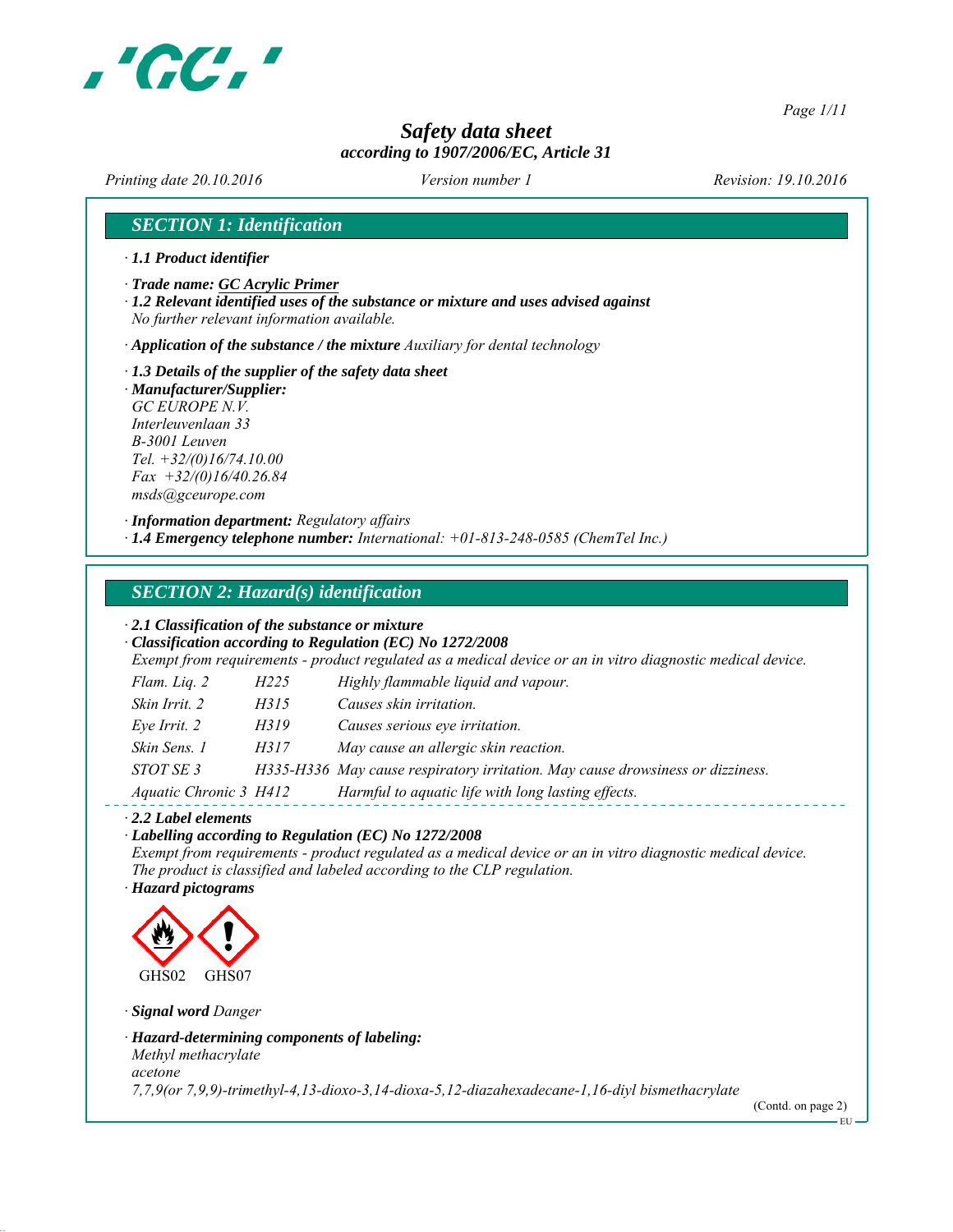# Safety data sheet

*according to 1907/2006/EC, Article 31*

*Printing date 20.10.2016* *Version number 1* *Revision: 19.10.2016*

## SECTION 1: Identification

· **1.1 Product identifier**

· **Trade name: GC Acrylic Primer**

· **1.2 Relevant identified uses of the substance or mixture and uses advised against**
*No further relevant information available.*

· **Application of the substance / the mixture** *Auxiliary for dental technology*

· **1.3 Details of the supplier of the safety data sheet**

· **Manufacturer/Supplier:**
*GC EUROPE N.V.*
*Interleuvenlaan 33*
*B-3001 Leuven*
*Tel. +32/(0)16/74.10.00*
*Fax +32/(0)16/40.26.84*
*msds@gceurope.com*

· **Information department:** *Regulatory affairs*

· **1.4 Emergency telephone number:** *International: +01-813-248-0585 (ChemTel Inc.)*

## SECTION 2: Hazard(s) identification

· **2.1 Classification of the substance or mixture**

· **Classification according to Regulation (EC) No 1272/2008**
*Exempt from requirements - product regulated as a medical device or an in vitro diagnostic medical device.*

| | | |
|---|---|---|
| Flam. Liq. 2 | H225 | Highly flammable liquid and vapour. |
| Skin Irrit. 2 | H315 | Causes skin irritation. |
| Eye Irrit. 2 | H319 | Causes serious eye irritation. |
| Skin Sens. 1 | H317 | May cause an allergic skin reaction. |
| STOT SE 3 | H335-H336 | May cause respiratory irritation. May cause drowsiness or dizziness. |
| Aquatic Chronic 3 | H412 | Harmful to aquatic life with long lasting effects. |

· **2.2 Label elements**

· **Labelling according to Regulation (EC) No 1272/2008**
*Exempt from requirements - product regulated as a medical device or an in vitro diagnostic medical device.*
*The product is classified and labeled according to the CLP regulation.*

· **Hazard pictograms**

GHS02 GHS07

· **Signal word** *Danger*

· **Hazard-determining components of labeling:**
*Methyl methacrylate*
*acetone*
*7,7,9(or 7,9,9)-trimethyl-4,13-dioxo-3,14-dioxa-5,12-diazahexadecane-1,16-diyl bismethacrylate*

(Contd. on page 2)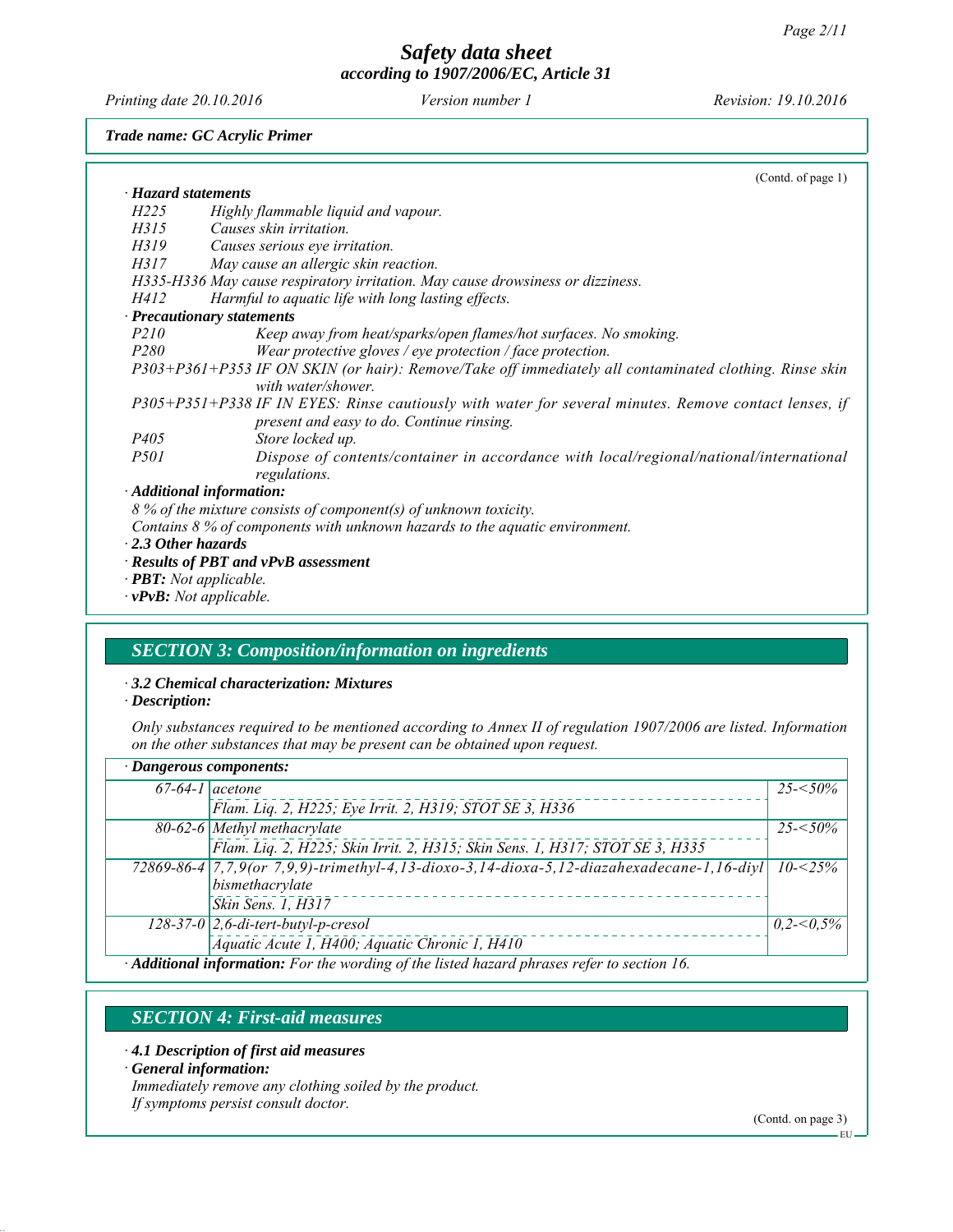Trade name: GC Acrylic Primer

(Contd. of page 1)

· **Hazard statements**

H225 Highly flammable liquid and vapour.
H315 Causes skin irritation.
H319 Causes serious eye irritation.
H317 May cause an allergic skin reaction.
H335-H336 May cause respiratory irritation. May cause drowsiness or dizziness.
H412 Harmful to aquatic life with long lasting effects.

· **Precautionary statements**

P210 Keep away from heat/sparks/open flames/hot surfaces. No smoking.
P280 Wear protective gloves / eye protection / face protection.
P303+P361+P353 IF ON SKIN (or hair): Remove/Take off immediately all contaminated clothing. Rinse skin with water/shower.
P305+P351+P338 IF IN EYES: Rinse cautiously with water for several minutes. Remove contact lenses, if present and easy to do. Continue rinsing.
P405 Store locked up.
P501 Dispose of contents/container in accordance with local/regional/national/international regulations.

· **Additional information:**

8 % of the mixture consists of component(s) of unknown toxicity.
Contains 8 % of components with unknown hazards to the aquatic environment.

· **2.3 Other hazards**

· **Results of PBT and vPvB assessment**

· **PBT:** Not applicable.
· **vPvB:** Not applicable.

## SECTION 3: Composition/information on ingredients

· **3.2 Chemical characterization: Mixtures**

· **Description:**

Only substances required to be mentioned according to Annex II of regulation 1907/2006 are listed. Information on the other substances that may be present can be obtained upon request.

| · **Dangerous components:** | | |
|---|---|---|
| 67-64-1 | acetone<br>Flam. Liq. 2, H225; Eye Irrit. 2, H319; STOT SE 3, H336 | 25-<50% |
| 80-62-6 | Methyl methacrylate<br>Flam. Liq. 2, H225; Skin Irrit. 2, H315; Skin Sens. 1, H317; STOT SE 3, H335 | 25-<50% |
| 72869-86-4 | 7,7,9(or 7,9,9)-trimethyl-4,13-dioxo-3,14-dioxa-5,12-diazahexadecane-1,16-diyl bismethacrylate<br>Skin Sens. 1, H317 | 10-<25% |
| 128-37-0 | 2,6-di-tert-butyl-p-cresol<br>Aquatic Acute 1, H400; Aquatic Chronic 1, H410 | 0,2-<0,5% |

· **Additional information:** For the wording of the listed hazard phrases refer to section 16.

## SECTION 4: First-aid measures

· **4.1 Description of first aid measures**

· **General information:**

Immediately remove any clothing soiled by the product.
If symptoms persist consult doctor.

(Contd. on page 3)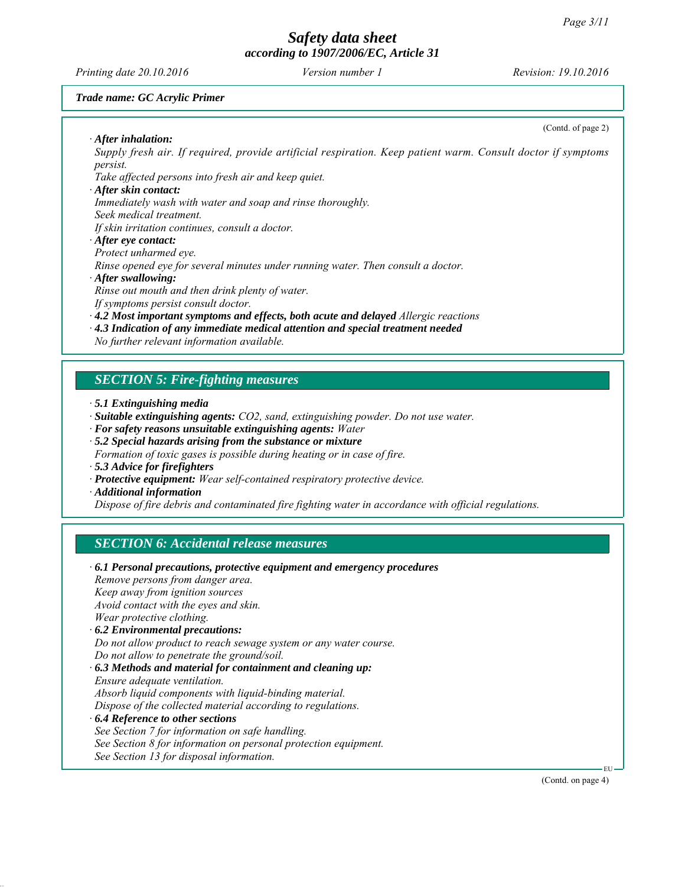**Trade name: GC Acrylic Primer**

(Contd. of page 2)

· ***After inhalation:***
*Supply fresh air. If required, provide artificial respiration. Keep patient warm. Consult doctor if symptoms persist.*
*Take affected persons into fresh air and keep quiet.*

· ***After skin contact:***
*Immediately wash with water and soap and rinse thoroughly.*
*Seek medical treatment.*
*If skin irritation continues, consult a doctor.*

· ***After eye contact:***
*Protect unharmed eye.*
*Rinse opened eye for several minutes under running water. Then consult a doctor.*

· ***After swallowing:***
*Rinse out mouth and then drink plenty of water.*
*If symptoms persist consult doctor.*

· ***4.2 Most important symptoms and effects, both acute and delayed*** *Allergic reactions*

· ***4.3 Indication of any immediate medical attention and special treatment needed***
*No further relevant information available.*

## *SECTION 5: Fire-fighting measures*

· ***5.1 Extinguishing media***

· ***Suitable extinguishing agents:*** *$CO_2$, sand, extinguishing powder. Do not use water.*

· ***For safety reasons unsuitable extinguishing agents:*** *Water*

· ***5.2 Special hazards arising from the substance or mixture***
*Formation of toxic gases is possible during heating or in case of fire.*

· ***5.3 Advice for firefighters***

· ***Protective equipment:*** *Wear self-contained respiratory protective device.*

· ***Additional information***
*Dispose of fire debris and contaminated fire fighting water in accordance with official regulations.*

## *SECTION 6: Accidental release measures*

· ***6.1 Personal precautions, protective equipment and emergency procedures***
*Remove persons from danger area.*
*Keep away from ignition sources*
*Avoid contact with the eyes and skin.*
*Wear protective clothing.*

· ***6.2 Environmental precautions:***
*Do not allow product to reach sewage system or any water course.*
*Do not allow to penetrate the ground/soil.*

· ***6.3 Methods and material for containment and cleaning up:***
*Ensure adequate ventilation.*
*Absorb liquid components with liquid-binding material.*
*Dispose of the collected material according to regulations.*

· ***6.4 Reference to other sections***
*See Section 7 for information on safe handling.*
*See Section 8 for information on personal protection equipment.*
*See Section 13 for disposal information.*

(Contd. on page 4)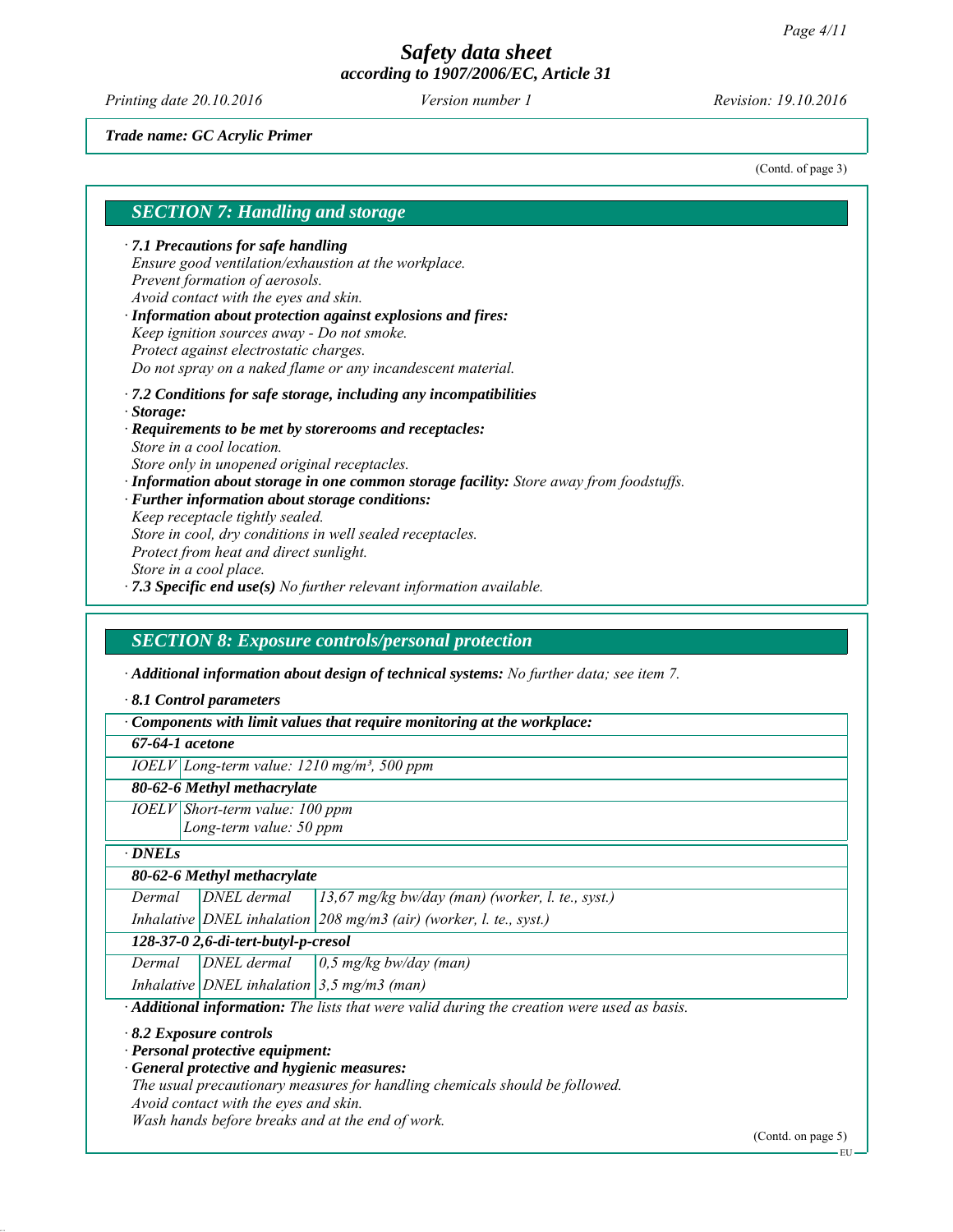Trade name: GC Acrylic Primer

(Contd. of page 3)

## SECTION 7: Handling and storage

· **7.1 Precautions for safe handling**
Ensure good ventilation/exhaustion at the workplace.
Prevent formation of aerosols.
Avoid contact with the eyes and skin.

· **Information about protection against explosions and fires:**
Keep ignition sources away - Do not smoke.
Protect against electrostatic charges.
Do not spray on a naked flame or any incandescent material.

· **7.2 Conditions for safe storage, including any incompatibilities**

· **Storage:**

· **Requirements to be met by storerooms and receptacles:**
Store in a cool location.
Store only in unopened original receptacles.

· **Information about storage in one common storage facility:** Store away from foodstuffs.

· **Further information about storage conditions:**
Keep receptacle tightly sealed.
Store in cool, dry conditions in well sealed receptacles.
Protect from heat and direct sunlight.
Store in a cool place.

· **7.3 Specific end use(s)** No further relevant information available.

## SECTION 8: Exposure controls/personal protection

· **Additional information about design of technical systems:** No further data; see item 7.

· **8.1 Control parameters**

| · Components with limit values that require monitoring at the workplace: | |
|---|---|
| **67-64-1 acetone** | |
| IOELV | Long-term value: 1210 mg/m³, 500 ppm |
| **80-62-6 Methyl methacrylate** | |
| IOELV | Short-term value: 100 ppm<br>Long-term value: 50 ppm |

| · DNELs | | |
|---|---|---|
| **80-62-6 Methyl methacrylate** | | |
| Dermal | DNEL dermal | 13,67 mg/kg bw/day (man) (worker, l. te., syst.) |
| Inhalative | DNEL inhalation | 208 mg/m3 (air) (worker, l. te., syst.) |
| **128-37-0 2,6-di-tert-butyl-p-cresol** | | |
| Dermal | DNEL dermal | 0,5 mg/kg bw/day (man) |
| Inhalative | DNEL inhalation | 3,5 mg/m3 (man) |

· **Additional information:** The lists that were valid during the creation were used as basis.

· **8.2 Exposure controls**

· **Personal protective equipment:**

· **General protective and hygienic measures:**
The usual precautionary measures for handling chemicals should be followed.
Avoid contact with the eyes and skin.
Wash hands before breaks and at the end of work.

(Contd. on page 5)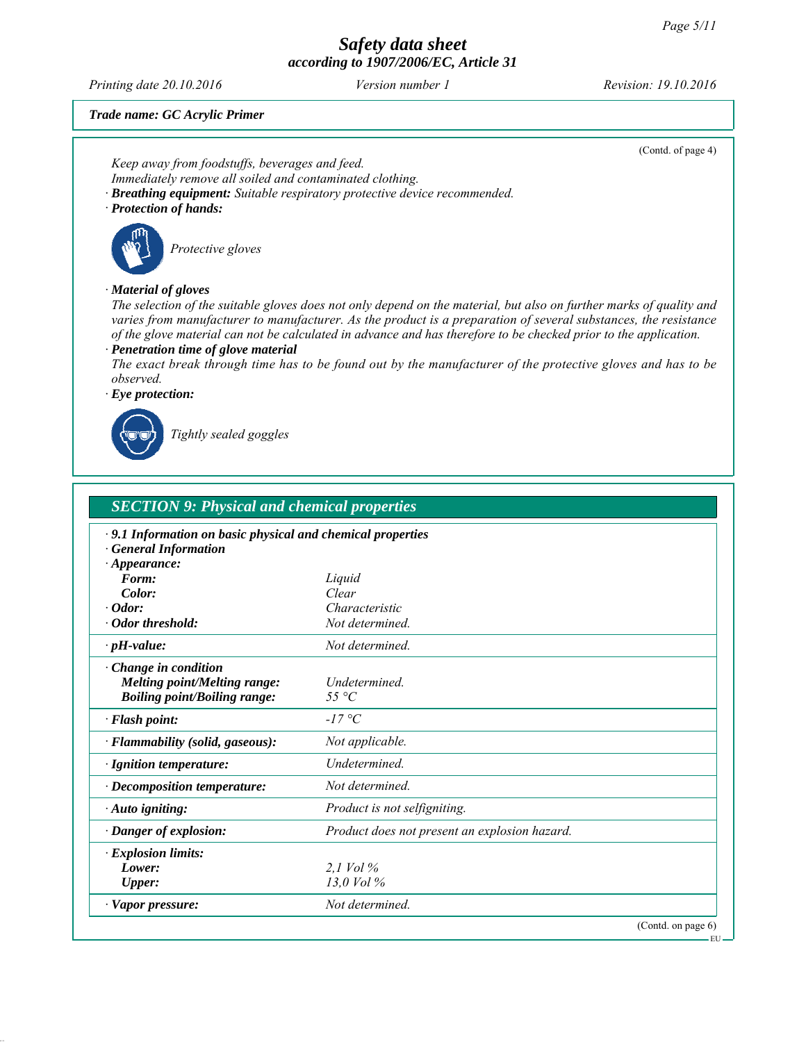Trade name: GC Acrylic Primer

(Contd. of page 4)

Keep away from foodstuffs, beverages and feed.
Immediately remove all soiled and contaminated clothing.

· **Breathing equipment:** Suitable respiratory protective device recommended.

· **Protection of hands:**

Protective gloves

· **Material of gloves**

The selection of the suitable gloves does not only depend on the material, but also on further marks of quality and varies from manufacturer to manufacturer. As the product is a preparation of several substances, the resistance of the glove material can not be calculated in advance and has therefore to be checked prior to the application.

· **Penetration time of glove material**

The exact break through time has to be found out by the manufacturer of the protective gloves and has to be observed.

· **Eye protection:**

Tightly sealed goggles

## SECTION 9: Physical and chemical properties

· **9.1 Information on basic physical and chemical properties**

· **General Information**

| Property | Value |
|---|---|
| · **Appearance:** | |
| **Form:** | Liquid |
| **Color:** | Clear |
| · **Odor:** | Characteristic |
| · **Odor threshold:** | Not determined. |
| · **pH-value:** | Not determined. |
| · **Change in condition** | |
| **Melting point/Melting range:** | Undetermined. |
| **Boiling point/Boiling range:** | 55 °C |
| · **Flash point:** | -17 °C |
| · **Flammability (solid, gaseous):** | Not applicable. |
| · **Ignition temperature:** | Undetermined. |
| · **Decomposition temperature:** | Not determined. |
| · **Auto igniting:** | Product is not selfigniting. |
| · **Danger of explosion:** | Product does not present an explosion hazard. |
| · **Explosion limits:** | |
| **Lower:** | 2,1 Vol % |
| **Upper:** | 13,0 Vol % |
| · **Vapor pressure:** | Not determined. |

(Contd. on page 6)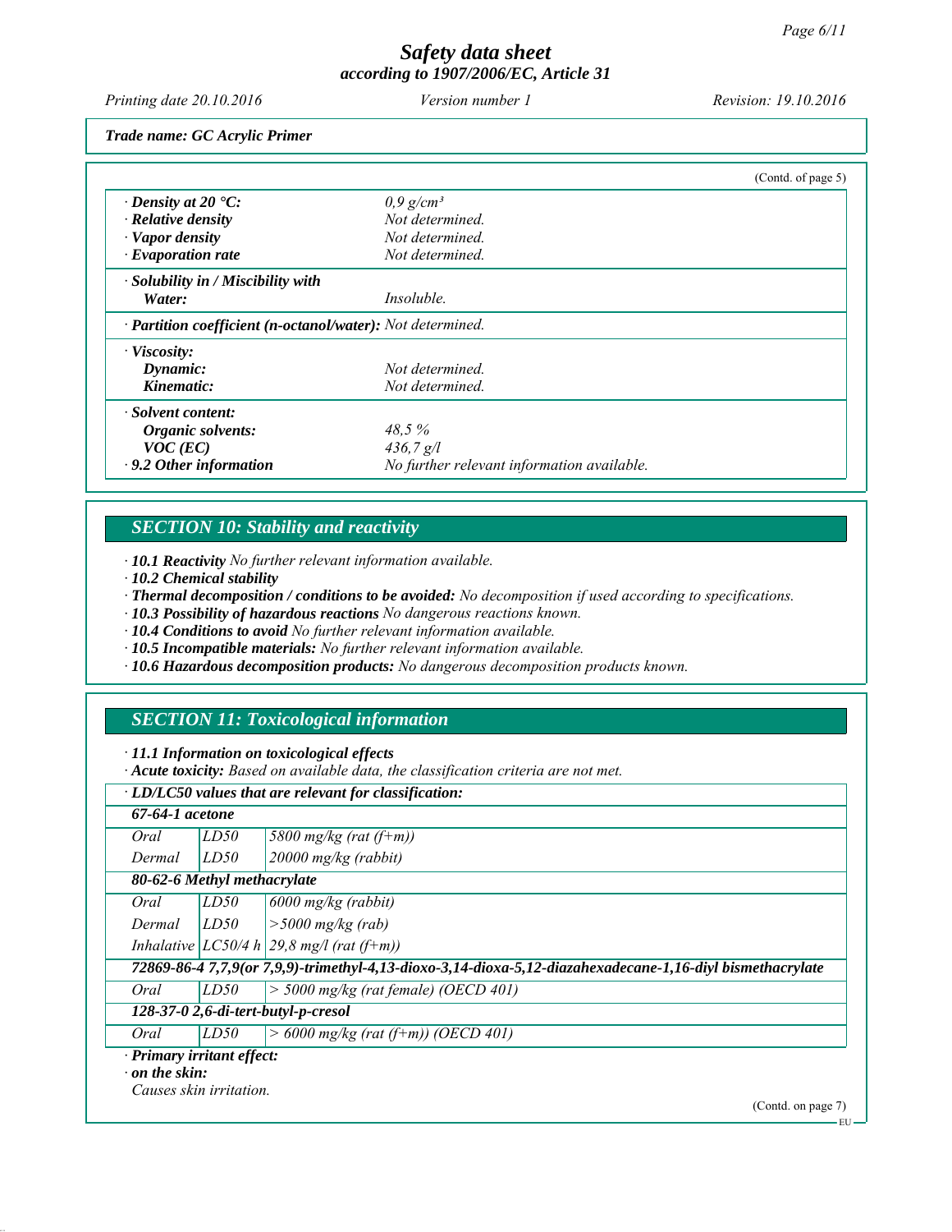Trade name: GC Acrylic Primer

(Contd. of page 5)

| | |
|---|---|
| · **Density at 20 °C:** | *0,9 g/cm³* |
| · **Relative density** | *Not determined.* |
| · **Vapor density** | *Not determined.* |
| · **Evaporation rate** | *Not determined.* |
| · **Solubility in / Miscibility with** | |
| **Water:** | *Insoluble.* |
| · **Partition coefficient (n-octanol/water):** | *Not determined.* |
| · **Viscosity:** | |
| **Dynamic:** | *Not determined.* |
| **Kinematic:** | *Not determined.* |
| · **Solvent content:** | |
| **Organic solvents:** | *48,5 %* |
| **VOC (EC)** | *436,7 g/l* |
| · **9.2 Other information** | *No further relevant information available.* |

## SECTION 10: Stability and reactivity

· **10.1 Reactivity** *No further relevant information available.*
· **10.2 Chemical stability**
· **Thermal decomposition / conditions to be avoided:** *No decomposition if used according to specifications.*
· **10.3 Possibility of hazardous reactions** *No dangerous reactions known.*
· **10.4 Conditions to avoid** *No further relevant information available.*
· **10.5 Incompatible materials:** *No further relevant information available.*
· **10.6 Hazardous decomposition products:** *No dangerous decomposition products known.*

## SECTION 11: Toxicological information

· **11.1 Information on toxicological effects**
· **Acute toxicity:** *Based on available data, the classification criteria are not met.*

| · **LD/LC50 values that are relevant for classification:** | | |
|---|---|---|
| **67-64-1 acetone** | | |
| *Oral* | *LD50* | *5800 mg/kg (rat (f+m))* |
| *Dermal* | *LD50* | *20000 mg/kg (rabbit)* |
| **80-62-6 Methyl methacrylate** | | |
| *Oral* | *LD50* | *6000 mg/kg (rabbit)* |
| *Dermal* | *LD50* | *>5000 mg/kg (rab)* |
| *Inhalative* | *LC50/4 h* | *29,8 mg/l (rat (f+m))* |
| **72869-86-4 7,7,9(or 7,9,9)-trimethyl-4,13-dioxo-3,14-dioxa-5,12-diazahexadecane-1,16-diyl bismethacrylate** | | |
| *Oral* | *LD50* | *> 5000 mg/kg (rat female) (OECD 401)* |
| **128-37-0 2,6-di-tert-butyl-p-cresol** | | |
| *Oral* | *LD50* | *> 6000 mg/kg (rat (f+m)) (OECD 401)* |

· **Primary irritant effect:**
· **on the skin:**
*Causes skin irritation.*

(Contd. on page 7)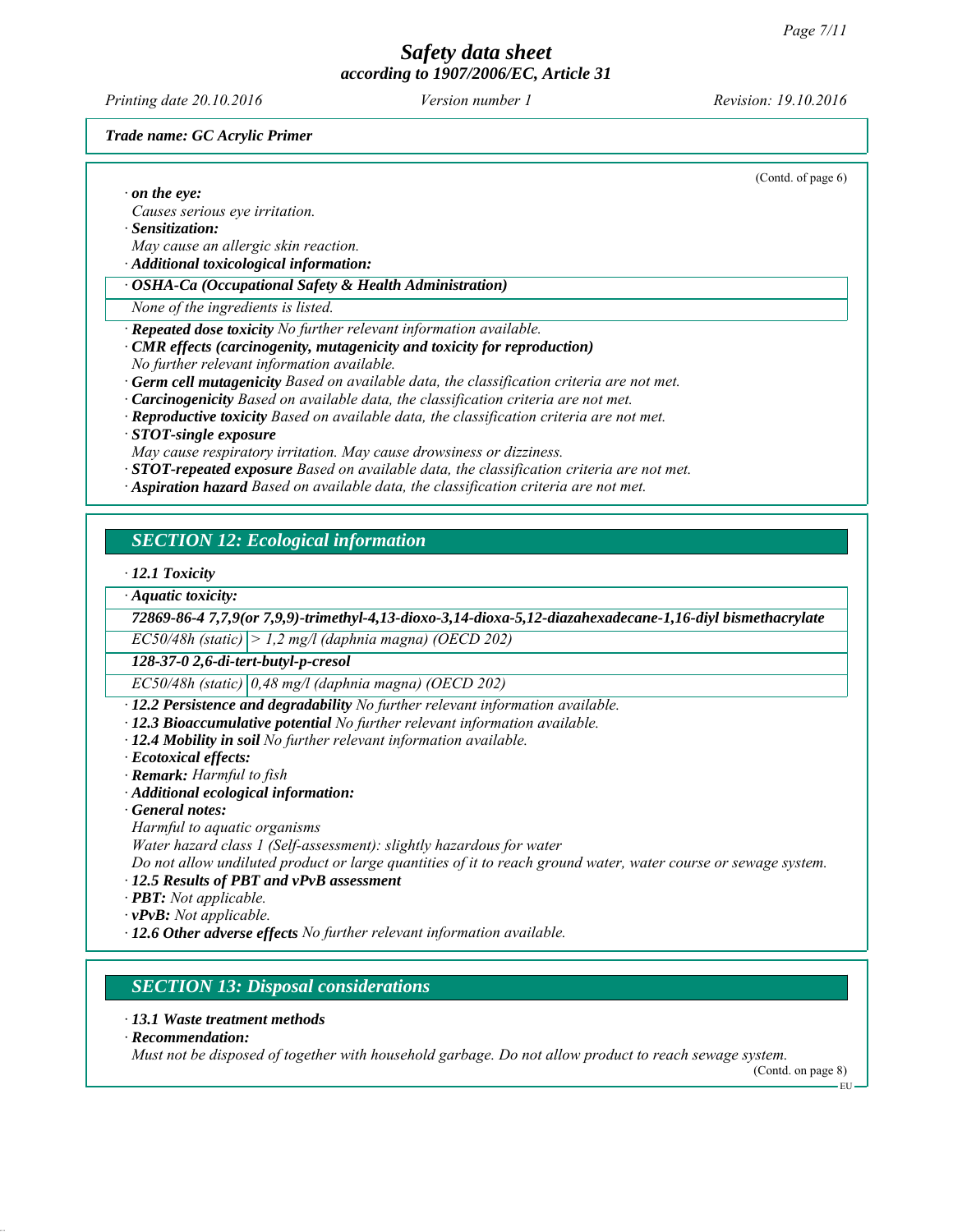Trade name: GC Acrylic Primer

(Contd. of page 6)

· **on the eye:**
Causes serious eye irritation.
· **Sensitization:**
May cause an allergic skin reaction.
· **Additional toxicological information:**

| · **OSHA-Ca (Occupational Safety & Health Administration)** |
|---|
| None of the ingredients is listed. |

· **Repeated dose toxicity** No further relevant information available.
· **CMR effects (carcinogenity, mutagenicity and toxicity for reproduction)**
No further relevant information available.
· **Germ cell mutagenicity** Based on available data, the classification criteria are not met.
· **Carcinogenicity** Based on available data, the classification criteria are not met.
· **Reproductive toxicity** Based on available data, the classification criteria are not met.
· **STOT-single exposure**
May cause respiratory irritation. May cause drowsiness or dizziness.
· **STOT-repeated exposure** Based on available data, the classification criteria are not met.
· **Aspiration hazard** Based on available data, the classification criteria are not met.

## SECTION 12: Ecological information

· **12.1 Toxicity**

| · **Aquatic toxicity:** | |
|---|---|
| **72869-86-4 7,7,9(or 7,9,9)-trimethyl-4,13-dioxo-3,14-dioxa-5,12-diazahexadecane-1,16-diyl bismethacrylate** | |
| EC50/48h (static) | > 1,2 mg/l (daphnia magna) (OECD 202) |
| **128-37-0 2,6-di-tert-butyl-p-cresol** | |
| EC50/48h (static) | 0,48 mg/l (daphnia magna) (OECD 202) |

· **12.2 Persistence and degradability** No further relevant information available.
· **12.3 Bioaccumulative potential** No further relevant information available.
· **12.4 Mobility in soil** No further relevant information available.
· **Ecotoxical effects:**
· **Remark:** Harmful to fish
· **Additional ecological information:**
· **General notes:**
Harmful to aquatic organisms
Water hazard class 1 (Self-assessment): slightly hazardous for water
Do not allow undiluted product or large quantities of it to reach ground water, water course or sewage system.
· **12.5 Results of PBT and vPvB assessment**
· **PBT:** Not applicable.
· **vPvB:** Not applicable.
· **12.6 Other adverse effects** No further relevant information available.

## SECTION 13: Disposal considerations

· **13.1 Waste treatment methods**
· **Recommendation:**
Must not be disposed of together with household garbage. Do not allow product to reach sewage system.

(Contd. on page 8)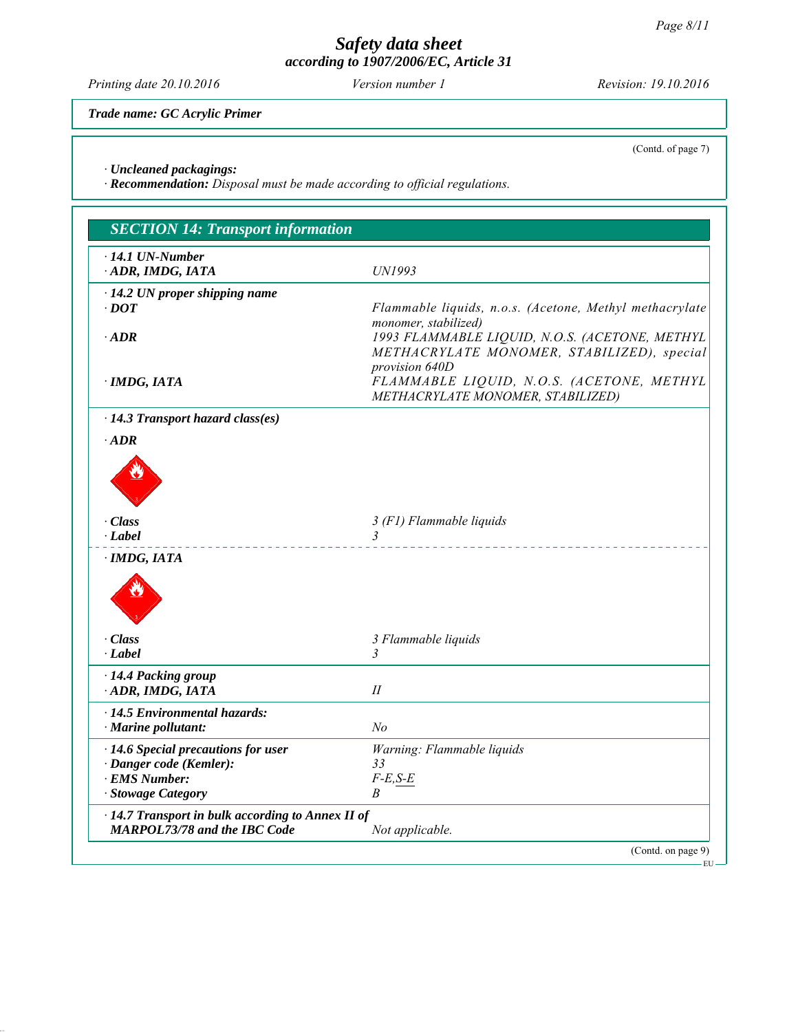**Trade name: GC Acrylic Primer**

(Contd. of page 7)

· **Uncleaned packagings:**
· **Recommendation:** *Disposal must be made according to official regulations.*

## SECTION 14: Transport information

| | |
|---|---|
| · **14.1 UN-Number** | |
| · **ADR, IMDG, IATA** | *UN1993* |
| · **14.2 UN proper shipping name** | |
| · **DOT** | *Flammable liquids, n.o.s. (Acetone, Methyl methacrylate monomer, stabilized)* |
| · **ADR** | *1993 FLAMMABLE LIQUID, N.O.S. (ACETONE, METHYL METHACRYLATE MONOMER, STABILIZED), special provision 640D* |
| · **IMDG, IATA** | *FLAMMABLE LIQUID, N.O.S. (ACETONE, METHYL METHACRYLATE MONOMER, STABILIZED)* |
| · **14.3 Transport hazard class(es)** | |
| · **ADR** | |
| · **Class** | *3 (F1) Flammable liquids* |
| · **Label** | *3* |
| · **IMDG, IATA** | |
| · **Class** | *3 Flammable liquids* |
| · **Label** | *3* |
| · **14.4 Packing group** | |
| · **ADR, IMDG, IATA** | *II* |
| · **14.5 Environmental hazards:** | |
| · **Marine pollutant:** | *No* |
| · **14.6 Special precautions for user** | *Warning: Flammable liquids* |
| · **Danger code (Kemler):** | *33* |
| · **EMS Number:** | *F-E,S-E* |
| · **Stowage Category** | *B* |
| · **14.7 Transport in bulk according to Annex II of MARPOL73/78 and the IBC Code** | *Not applicable.* |

(Contd. on page 9)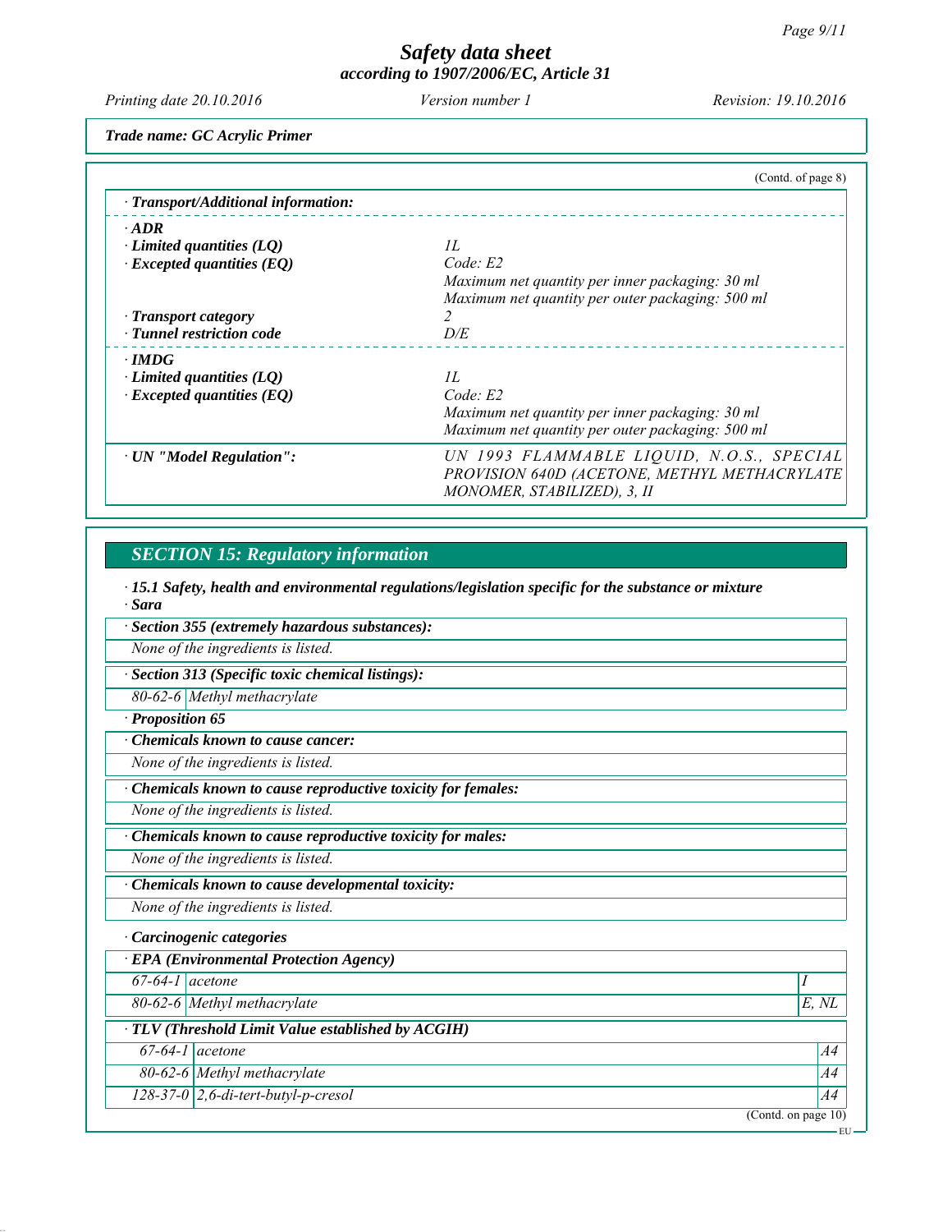Trade name: GC Acrylic Primer

(Contd. of page 8)

· **Transport/Additional information:**

· **ADR**

| | |
|---|---|
| · **Limited quantities (LQ)** | 1L |
| · **Excepted quantities (EQ)** | Code: E2<br>Maximum net quantity per inner packaging: 30 ml<br>Maximum net quantity per outer packaging: 500 ml |
| · **Transport category** | 2 |
| · **Tunnel restriction code** | D/E |

· **IMDG**

| | |
|---|---|
| · **Limited quantities (LQ)** | 1L |
| · **Excepted quantities (EQ)** | Code: E2<br>Maximum net quantity per inner packaging: 30 ml<br>Maximum net quantity per outer packaging: 500 ml |

| | |
|---|---|
| · **UN "Model Regulation":** | UN 1993 FLAMMABLE LIQUID, N.O.S., SPECIAL PROVISION 640D (ACETONE, METHYL METHACRYLATE MONOMER, STABILIZED), 3, II |

## SECTION 15: Regulatory information

· **15.1 Safety, health and environmental regulations/legislation specific for the substance or mixture**

· **Sara**

· **Section 355 (extremely hazardous substances):**

None of the ingredients is listed.

· **Section 313 (Specific toxic chemical listings):**

| | |
|---|---|
| 80-62-6 | Methyl methacrylate |

· **Proposition 65**

· **Chemicals known to cause cancer:**

None of the ingredients is listed.

· **Chemicals known to cause reproductive toxicity for females:**

None of the ingredients is listed.

· **Chemicals known to cause reproductive toxicity for males:**

None of the ingredients is listed.

· **Chemicals known to cause developmental toxicity:**

None of the ingredients is listed.

· **Carcinogenic categories**

· **EPA (Environmental Protection Agency)**

| | | |
|---|---|---|
| 67-64-1 | acetone | I |
| 80-62-6 | Methyl methacrylate | E, NL |

· **TLV (Threshold Limit Value established by ACGIH)**

| | | |
|---|---|---|
| 67-64-1 | acetone | A4 |
| 80-62-6 | Methyl methacrylate | A4 |
| 128-37-0 | 2,6-di-tert-butyl-p-cresol | A4 |

(Contd. on page 10)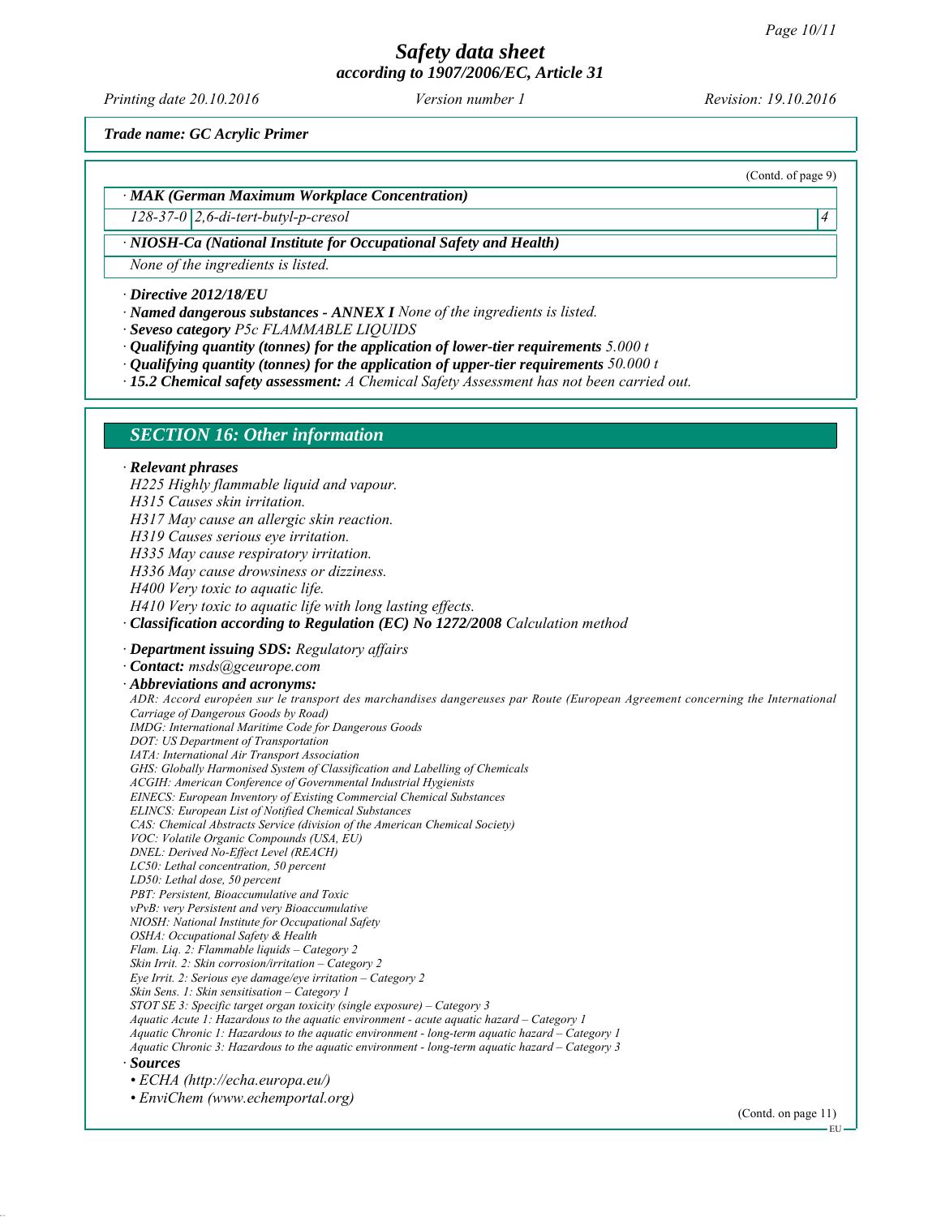Trade name: GC Acrylic Primer

(Contd. of page 9)

· **MAK (German Maximum Workplace Concentration)**

| | | |
|---|---|---|
| 128-37-0 | 2,6-di-tert-butyl-p-cresol | 4 |

· **NIOSH-Ca (National Institute for Occupational Safety and Health)**

None of the ingredients is listed.

· **Directive 2012/18/EU**
· **Named dangerous substances - ANNEX I** None of the ingredients is listed.
· **Seveso category** P5c FLAMMABLE LIQUIDS
· **Qualifying quantity (tonnes) for the application of lower-tier requirements** 5.000 t
· **Qualifying quantity (tonnes) for the application of upper-tier requirements** 50.000 t
· **15.2 Chemical safety assessment:** A Chemical Safety Assessment has not been carried out.

## SECTION 16: Other information

· **Relevant phrases**

H225 Highly flammable liquid and vapour.
H315 Causes skin irritation.
H317 May cause an allergic skin reaction.
H319 Causes serious eye irritation.
H335 May cause respiratory irritation.
H336 May cause drowsiness or dizziness.
H400 Very toxic to aquatic life.
H410 Very toxic to aquatic life with long lasting effects.

· **Classification according to Regulation (EC) No 1272/2008** Calculation method

· **Department issuing SDS:** Regulatory affairs
· **Contact:** msds@gceurope.com
· **Abbreviations and acronyms:**

ADR: Accord européen sur le transport des marchandises dangereuses par Route (European Agreement concerning the International Carriage of Dangerous Goods by Road)
IMDG: International Maritime Code for Dangerous Goods
DOT: US Department of Transportation
IATA: International Air Transport Association
GHS: Globally Harmonised System of Classification and Labelling of Chemicals
ACGIH: American Conference of Governmental Industrial Hygienists
EINECS: European Inventory of Existing Commercial Chemical Substances
ELINCS: European List of Notified Chemical Substances
CAS: Chemical Abstracts Service (division of the American Chemical Society)
VOC: Volatile Organic Compounds (USA, EU)
DNEL: Derived No-Effect Level (REACH)
LC50: Lethal concentration, 50 percent
LD50: Lethal dose, 50 percent
PBT: Persistent, Bioaccumulative and Toxic
vPvB: very Persistent and very Bioaccumulative
NIOSH: National Institute for Occupational Safety
OSHA: Occupational Safety & Health
Flam. Liq. 2: Flammable liquids – Category 2
Skin Irrit. 2: Skin corrosion/irritation – Category 2
Eye Irrit. 2: Serious eye damage/eye irritation – Category 2
Skin Sens. 1: Skin sensitisation – Category 1
STOT SE 3: Specific target organ toxicity (single exposure) – Category 3
Aquatic Acute 1: Hazardous to the aquatic environment - acute aquatic hazard – Category 1
Aquatic Chronic 1: Hazardous to the aquatic environment - long-term aquatic hazard – Category 1
Aquatic Chronic 3: Hazardous to the aquatic environment - long-term aquatic hazard – Category 3

· **Sources**

- ECHA (http://echa.europa.eu/)
- EnviChem (www.echemportal.org)

(Contd. on page 11)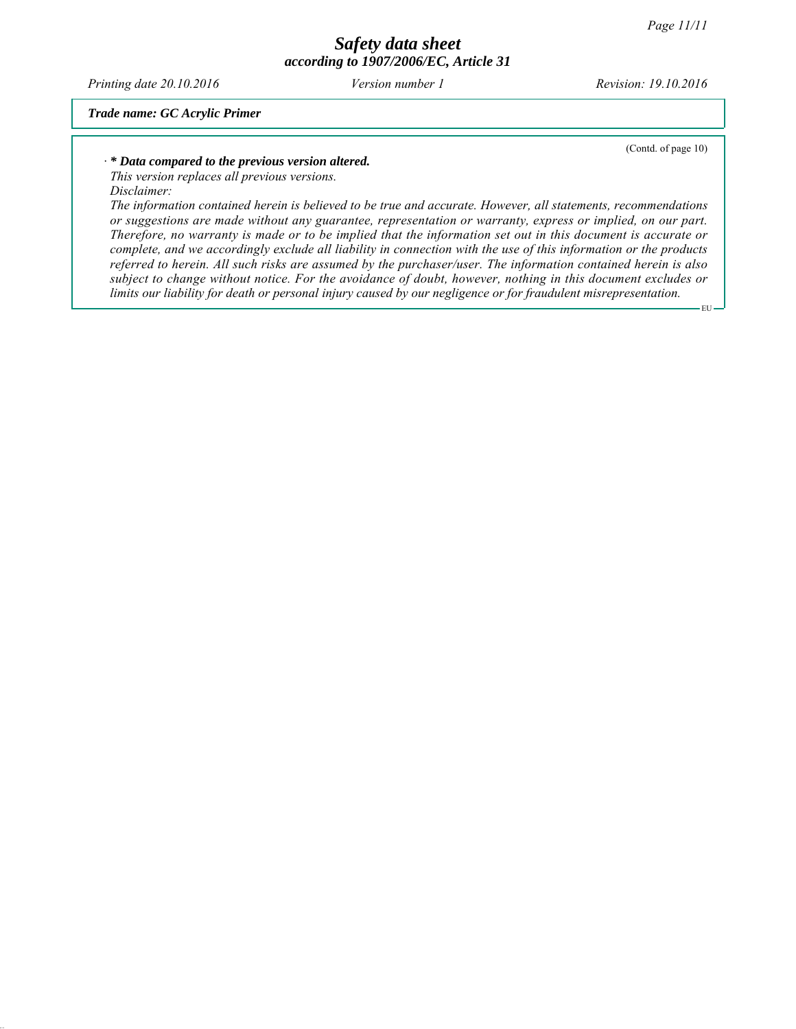(Contd. of page 10)

· ***\* Data compared to the previous version altered.***

*This version replaces all previous versions.*

*Disclaimer:*

*The information contained herein is believed to be true and accurate. However, all statements, recommendations or suggestions are made without any guarantee, representation or warranty, express or implied, on our part. Therefore, no warranty is made or to be implied that the information set out in this document is accurate or complete, and we accordingly exclude all liability in connection with the use of this information or the products referred to herein. All such risks are assumed by the purchaser/user. The information contained herein is also subject to change without notice. For the avoidance of doubt, however, nothing in this document excludes or limits our liability for death or personal injury caused by our negligence or for fraudulent misrepresentation.*

EU